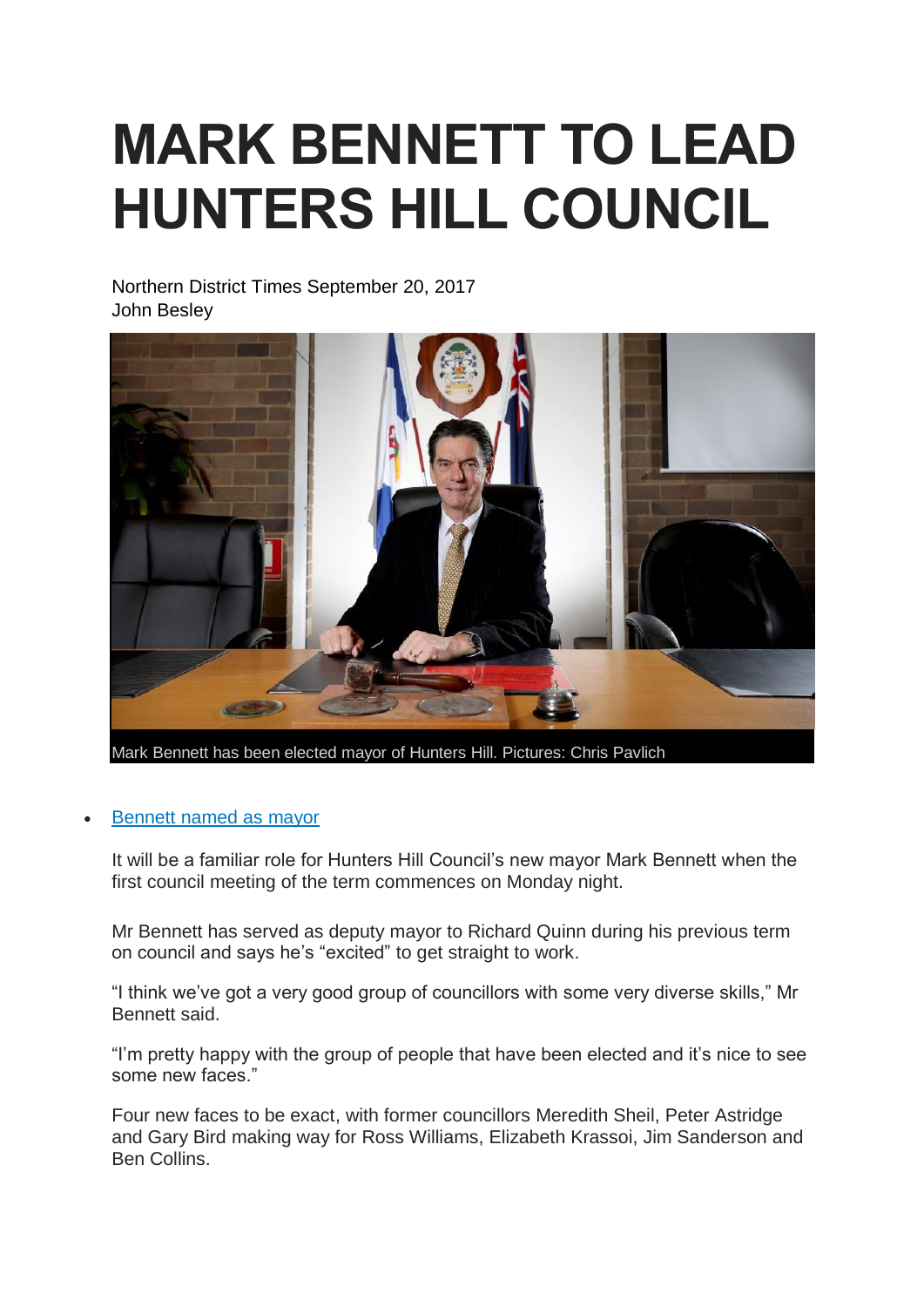# MARK BENNETT TO LEAD HUNTERS HILL COUNCIL

Northern District Times September 20, 2017
John Besley

Mark Bennett has been elected mayor of Hunters Hill. Pictures: Chris Pavlich

- Bennett named as mayor

It will be a familiar role for Hunters Hill Council's new mayor Mark Bennett when the first council meeting of the term commences on Monday night.

Mr Bennett has served as deputy mayor to Richard Quinn during his previous term on council and says he's "excited" to get straight to work.

"I think we've got a very good group of councillors with some very diverse skills," Mr Bennett said.

"I'm pretty happy with the group of people that have been elected and it's nice to see some new faces."

Four new faces to be exact, with former councillors Meredith Sheil, Peter Astridge and Gary Bird making way for Ross Williams, Elizabeth Krassoi, Jim Sanderson and Ben Collins.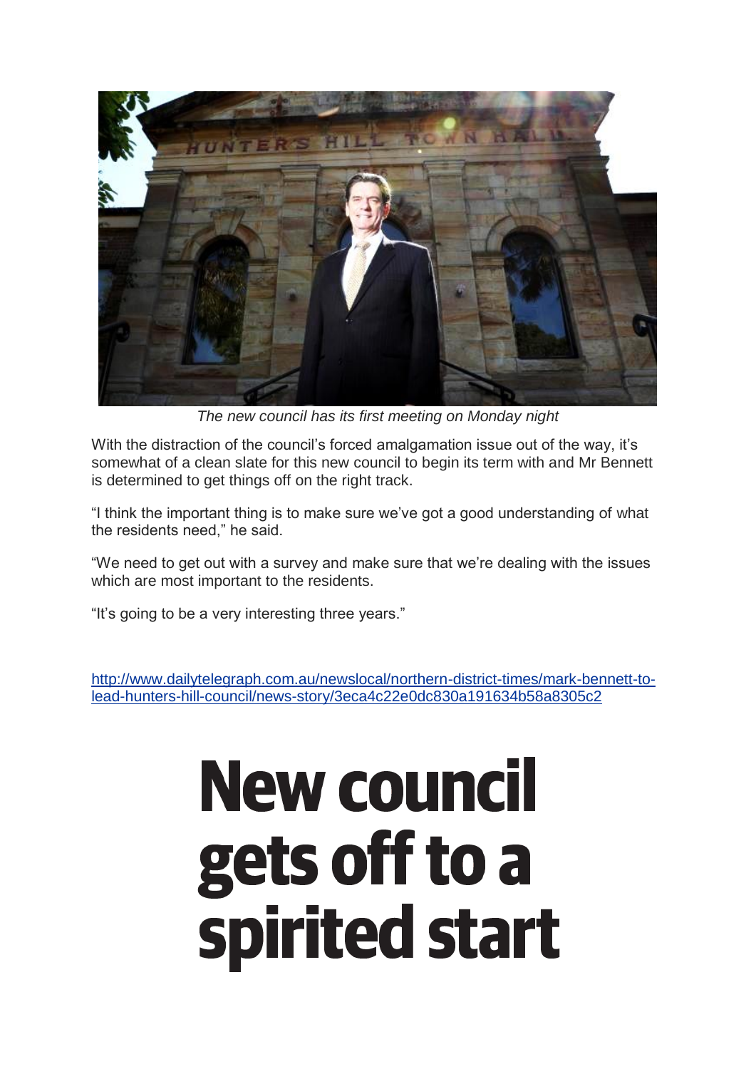*The new council has its first meeting on Monday night*

With the distraction of the council's forced amalgamation issue out of the way, it's somewhat of a clean slate for this new council to begin its term with and Mr Bennett is determined to get things off on the right track.

"I think the important thing is to make sure we've got a good understanding of what the residents need," he said.

"We need to get out with a survey and make sure that we're dealing with the issues which are most important to the residents.

"It's going to be a very interesting three years."

http://www.dailytelegraph.com.au/newslocal/northern-district-times/mark-bennett-to-lead-hunters-hill-council/news-story/3eca4c22e0dc830a191634b58a8305c2

# New council gets off to a spirited start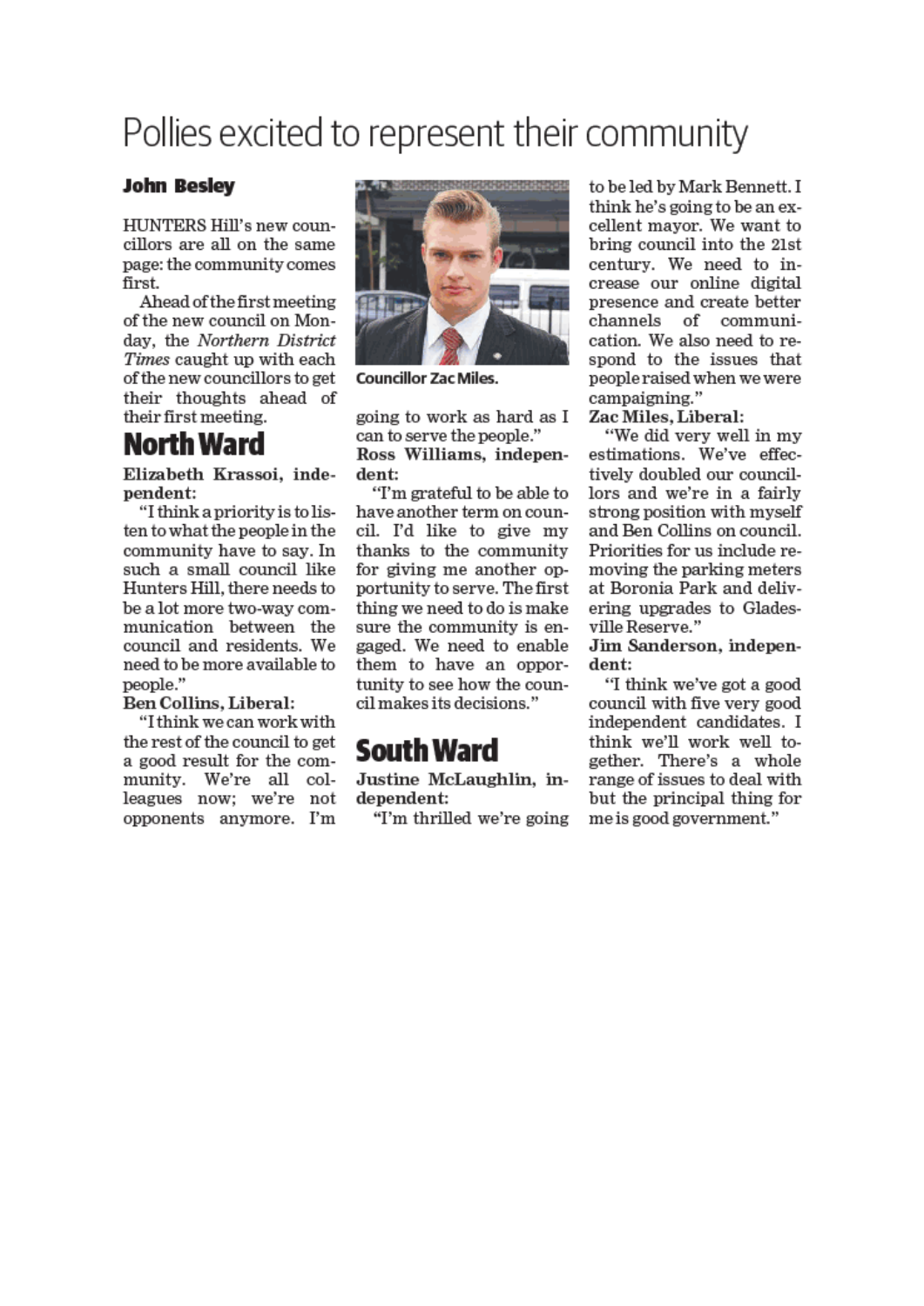# Pollies excited to represent their community

**John Besley**

HUNTERS Hill's new councillors are all on the same page: the community comes first.

Ahead of the first meeting of the new council on Monday, the *Northern District Times* caught up with each of the new councillors to get their thoughts ahead of their first meeting.

## North Ward

**Elizabeth Krassoi, independent:**

"I think a priority is to listen to what the people in the community have to say. In such a small council like Hunters Hill, there needs to be a lot more two-way communication between the council and residents. We need to be more available to people."

**Ben Collins, Liberal:**

"I think we can work with the rest of the council to get a good result for the community. We're all colleagues now; we're not opponents anymore. I'm going to work as hard as I can to serve the people."

Councillor Zac Miles.

**Ross Williams, independent:**

"I'm grateful to be able to have another term on council. I'd like to give my thanks to the community for giving me another opportunity to serve. The first thing we need to do is make sure the community is engaged. We need to enable them to have an opportunity to see how the council makes its decisions."

## South Ward

**Justine McLaughlin, independent:**

"I'm thrilled we're going to be led by Mark Bennett. I think he's going to be an excellent mayor. We want to bring council into the 21st century. We need to increase our online digital presence and create better channels of communication. We also need to respond to the issues that people raised when we were campaigning."

**Zac Miles, Liberal:**

"We did very well in my estimations. We've effectively doubled our councillors and we're in a fairly strong position with myself and Ben Collins on council. Priorities for us include removing the parking meters at Boronia Park and delivering upgrades to Gladesville Reserve."

**Jim Sanderson, independent:**

"I think we've got a good council with five very good independent candidates. I think we'll work well together. There's a whole range of issues to deal with but the principal thing for me is good government."